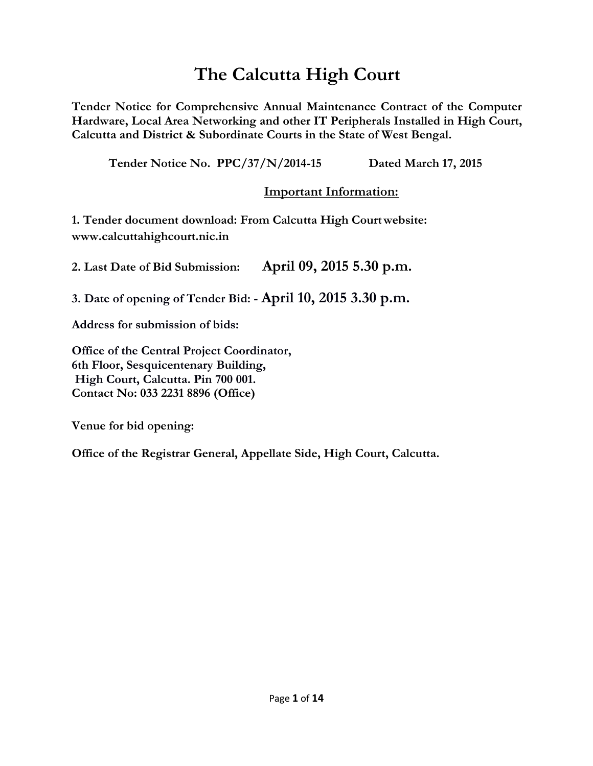# The Calcutta High Court

**Tender Notice for Comprehensive Annual Maintenance Contract of the Computer Hardware, Local Area Networking and other IT Peripherals Installed in High Court, Calcutta and District & Subordinate Courts in the State of West Bengal.**

**Tender Notice No. PPC/37/N/2014-15 Dated March 17, 2015**

## Important Information:

**1. Tender document download: From Calcutta High Court website: www.calcuttahighcourt.nic.in**

**2. Last Date of Bid Submission: April 09, 2015 5.30 p.m.**

**3. Date of opening of Tender Bid: - April 10, 2015 3.30 p.m.**

**Address for submission of bids:**

**Office of the Central Project Coordinator,**
**6th Floor, Sesquicentenary Building,**
**High Court, Calcutta. Pin 700 001.**
**Contact No: 033 2231 8896 (Office)**

**Venue for bid opening:**

**Office of the Registrar General, Appellate Side, High Court, Calcutta.**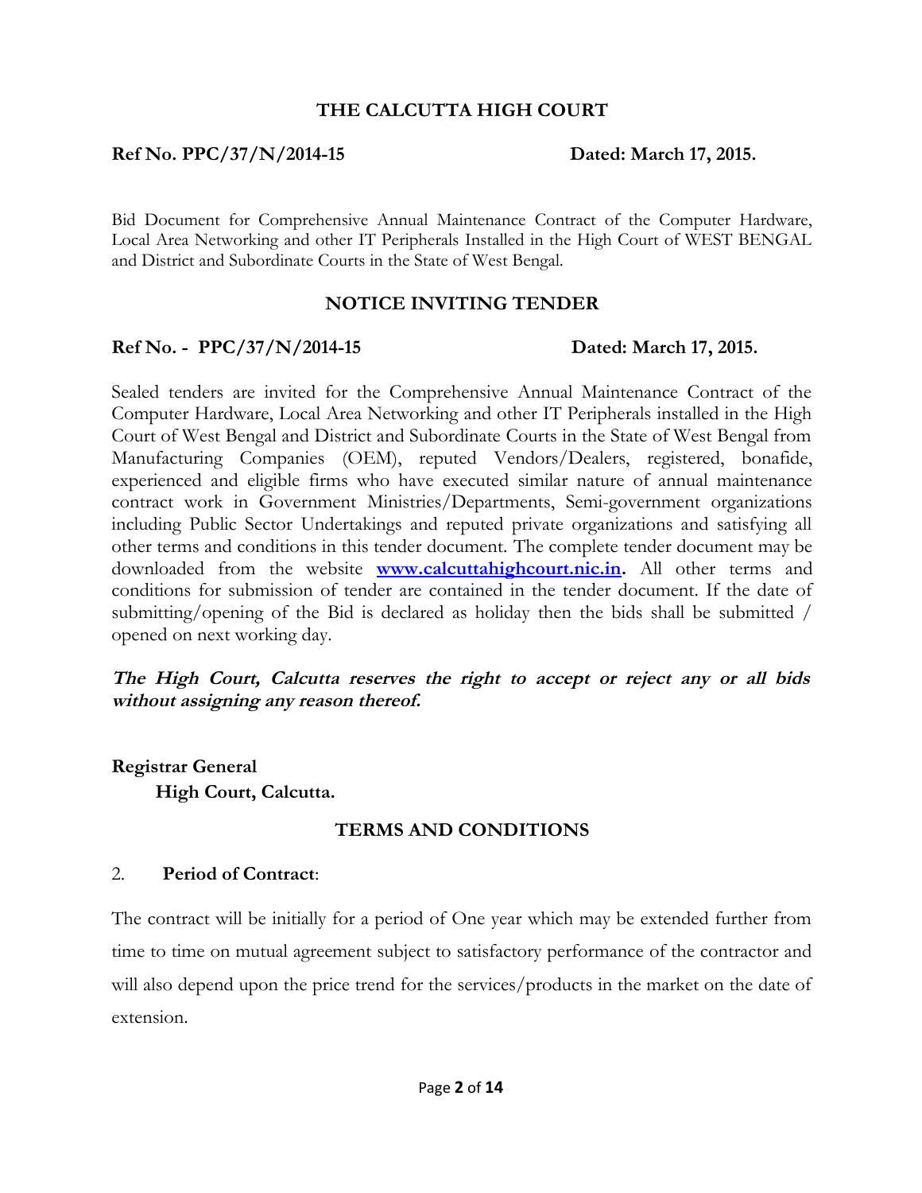# THE CALCUTTA HIGH COURT

**Ref No. PPC/37/N/2014-15** **Dated: March 17, 2015.**

Bid Document for Comprehensive Annual Maintenance Contract of the Computer Hardware, Local Area Networking and other IT Peripherals Installed in the High Court of WEST BENGAL and District and Subordinate Courts in the State of West Bengal.

## NOTICE INVITING TENDER

**Ref No. - PPC/37/N/2014-15** **Dated: March 17, 2015.**

Sealed tenders are invited for the Comprehensive Annual Maintenance Contract of the Computer Hardware, Local Area Networking and other IT Peripherals installed in the High Court of West Bengal and District and Subordinate Courts in the State of West Bengal from Manufacturing Companies (OEM), reputed Vendors/Dealers, registered, bonafide, experienced and eligible firms who have executed similar nature of annual maintenance contract work in Government Ministries/Departments, Semi-government organizations including Public Sector Undertakings and reputed private organizations and satisfying all other terms and conditions in this tender document. The complete tender document may be downloaded from the website **www.calcuttahighcourt.nic.in.** All other terms and conditions for submission of tender are contained in the tender document. If the date of submitting/opening of the Bid is declared as holiday then the bids shall be submitted / opened on next working day.

***The High Court, Calcutta reserves the right to accept or reject any or all bids without assigning any reason thereof.***

**Registrar General**
**High Court, Calcutta.**

## TERMS AND CONDITIONS

2. **Period of Contract**:

The contract will be initially for a period of One year which may be extended further from time to time on mutual agreement subject to satisfactory performance of the contractor and will also depend upon the price trend for the services/products in the market on the date of extension.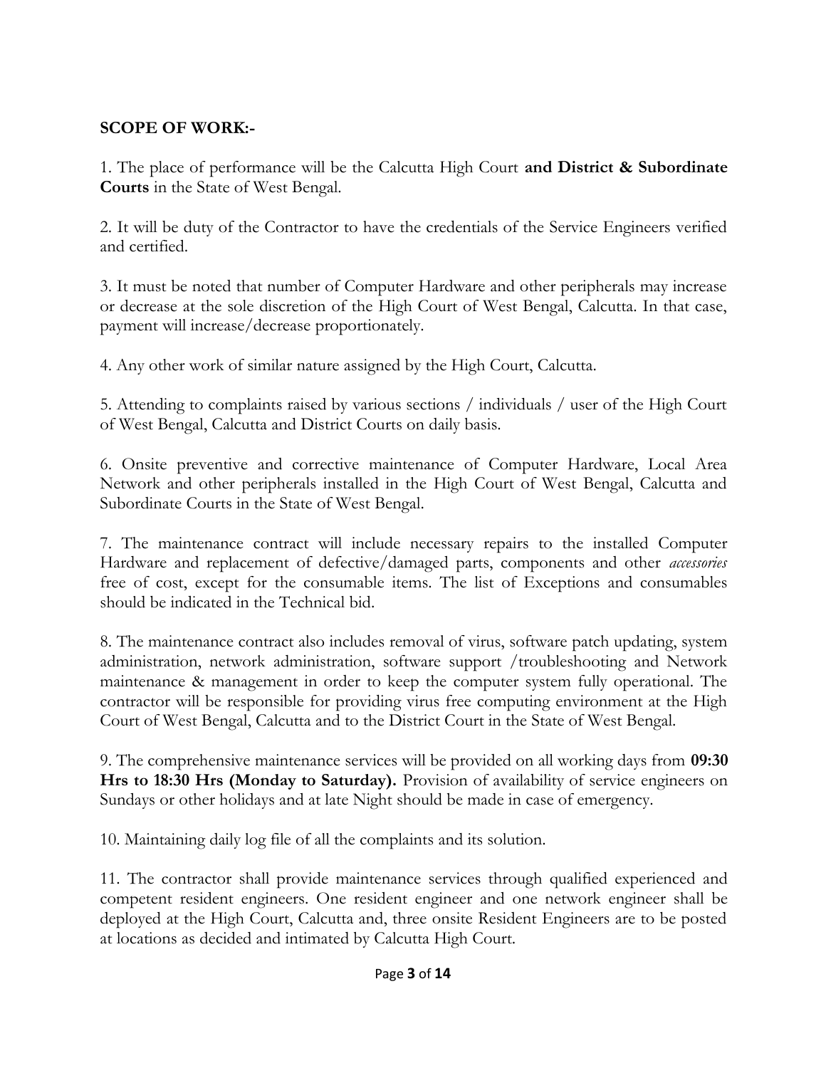**SCOPE OF WORK:-**

1. The place of performance will be the Calcutta High Court **and District & Subordinate Courts** in the State of West Bengal.

2. It will be duty of the Contractor to have the credentials of the Service Engineers verified and certified.

3. It must be noted that number of Computer Hardware and other peripherals may increase or decrease at the sole discretion of the High Court of West Bengal, Calcutta. In that case, payment will increase/decrease proportionately.

4. Any other work of similar nature assigned by the High Court, Calcutta.

5. Attending to complaints raised by various sections / individuals / user of the High Court of West Bengal, Calcutta and District Courts on daily basis.

6. Onsite preventive and corrective maintenance of Computer Hardware, Local Area Network and other peripherals installed in the High Court of West Bengal, Calcutta and Subordinate Courts in the State of West Bengal.

7. The maintenance contract will include necessary repairs to the installed Computer Hardware and replacement of defective/damaged parts, components and other *accessories* free of cost, except for the consumable items. The list of Exceptions and consumables should be indicated in the Technical bid.

8. The maintenance contract also includes removal of virus, software patch updating, system administration, network administration, software support /troubleshooting and Network maintenance & management in order to keep the computer system fully operational. The contractor will be responsible for providing virus free computing environment at the High Court of West Bengal, Calcutta and to the District Court in the State of West Bengal.

9. The comprehensive maintenance services will be provided on all working days from **09:30 Hrs to 18:30 Hrs (Monday to Saturday).** Provision of availability of service engineers on Sundays or other holidays and at late Night should be made in case of emergency.

10. Maintaining daily log file of all the complaints and its solution.

11. The contractor shall provide maintenance services through qualified experienced and competent resident engineers. One resident engineer and one network engineer shall be deployed at the High Court, Calcutta and, three onsite Resident Engineers are to be posted at locations as decided and intimated by Calcutta High Court.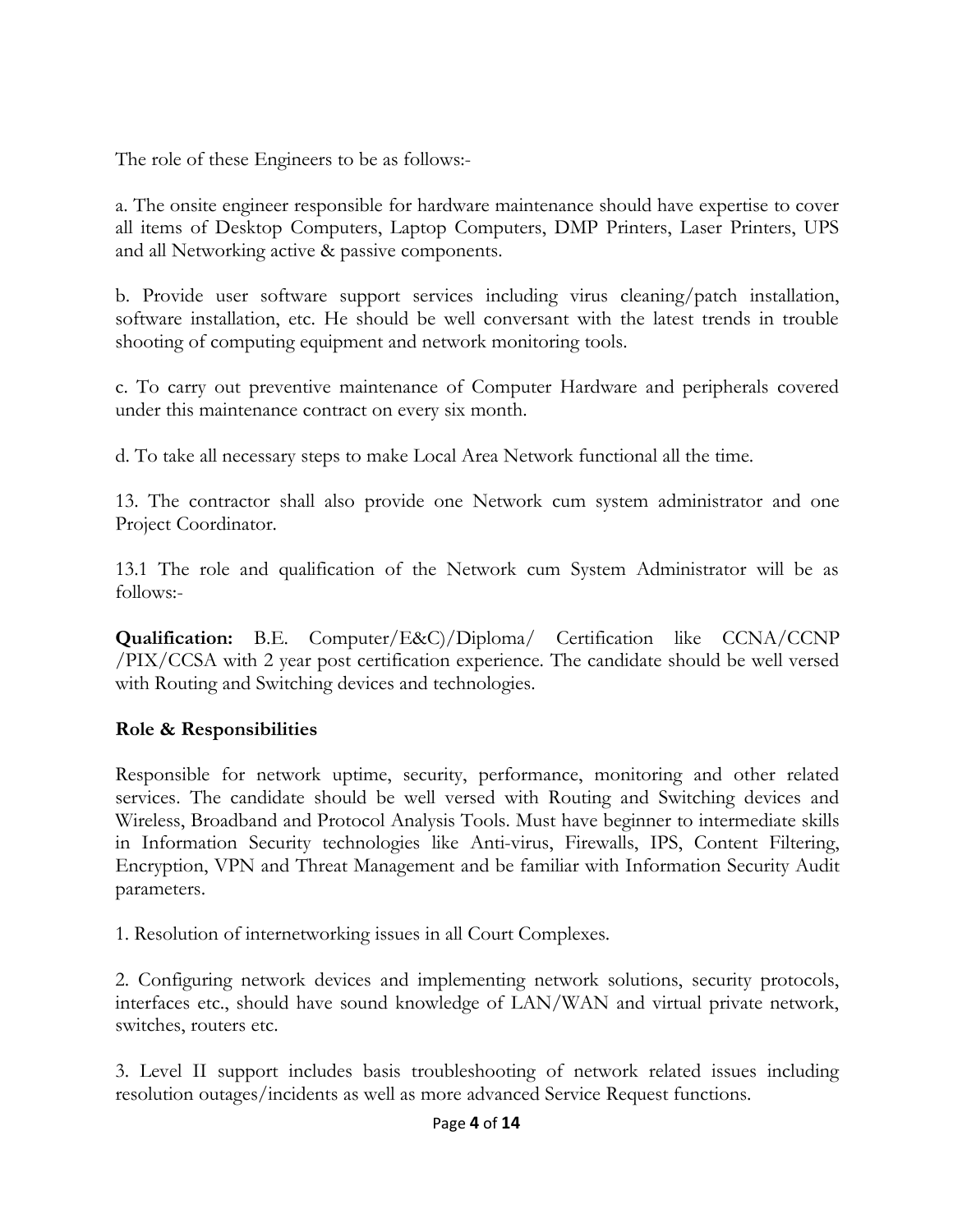The role of these Engineers to be as follows:-

a. The onsite engineer responsible for hardware maintenance should have expertise to cover all items of Desktop Computers, Laptop Computers, DMP Printers, Laser Printers, UPS and all Networking active & passive components.

b. Provide user software support services including virus cleaning/patch installation, software installation, etc. He should be well conversant with the latest trends in trouble shooting of computing equipment and network monitoring tools.

c. To carry out preventive maintenance of Computer Hardware and peripherals covered under this maintenance contract on every six month.

d. To take all necessary steps to make Local Area Network functional all the time.

13. The contractor shall also provide one Network cum system administrator and one Project Coordinator.

13.1 The role and qualification of the Network cum System Administrator will be as follows:-

**Qualification:** B.E. Computer/E&C)/Diploma/ Certification like CCNA/CCNP /PIX/CCSA with 2 year post certification experience. The candidate should be well versed with Routing and Switching devices and technologies.

**Role & Responsibilities**

Responsible for network uptime, security, performance, monitoring and other related services. The candidate should be well versed with Routing and Switching devices and Wireless, Broadband and Protocol Analysis Tools. Must have beginner to intermediate skills in Information Security technologies like Anti-virus, Firewalls, IPS, Content Filtering, Encryption, VPN and Threat Management and be familiar with Information Security Audit parameters.

1. Resolution of internetworking issues in all Court Complexes.

2. Configuring network devices and implementing network solutions, security protocols, interfaces etc., should have sound knowledge of LAN/WAN and virtual private network, switches, routers etc.

3. Level II support includes basis troubleshooting of network related issues including resolution outages/incidents as well as more advanced Service Request functions.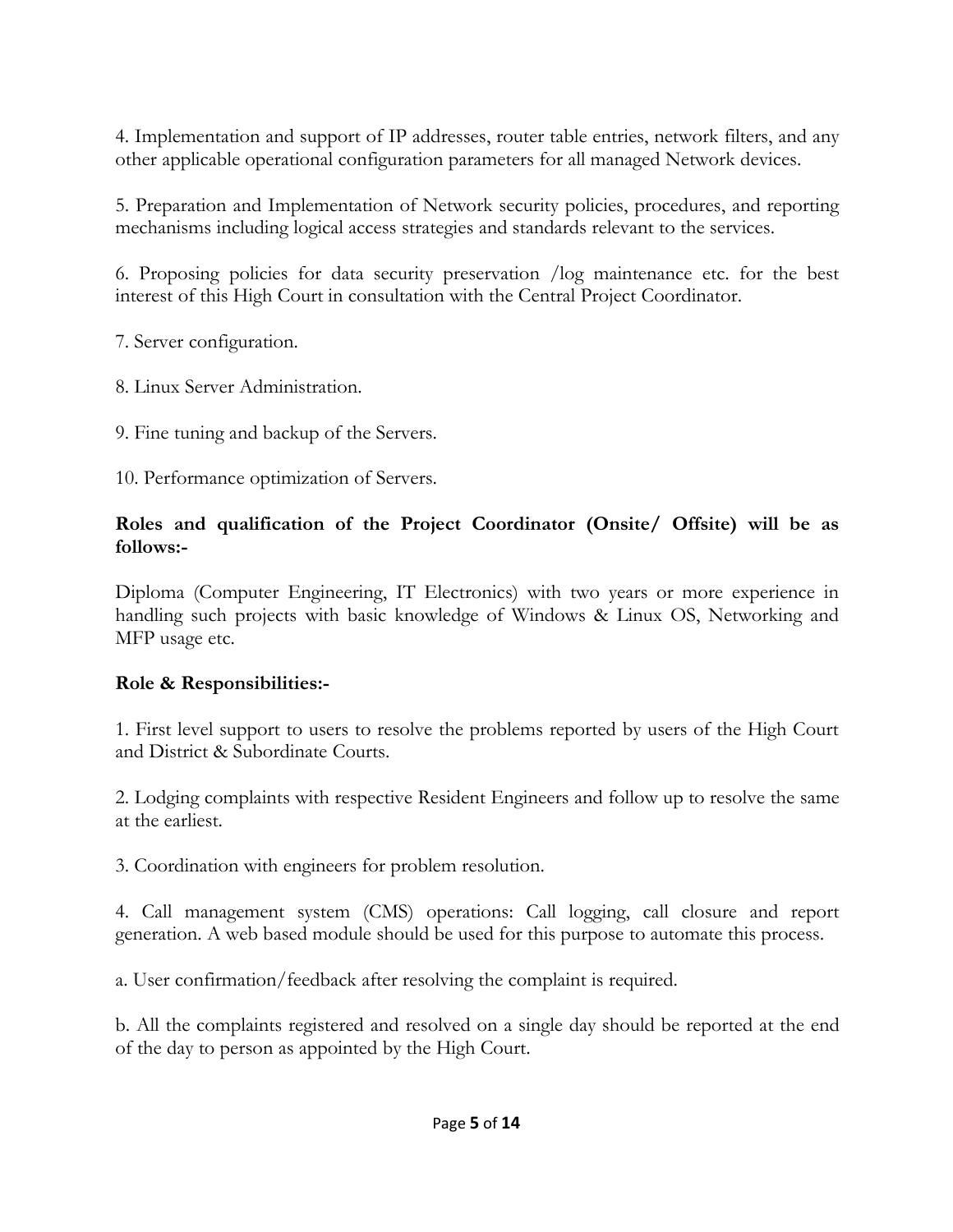4. Implementation and support of IP addresses, router table entries, network filters, and any other applicable operational configuration parameters for all managed Network devices.

5. Preparation and Implementation of Network security policies, procedures, and reporting mechanisms including logical access strategies and standards relevant to the services.

6. Proposing policies for data security preservation /log maintenance etc. for the best interest of this High Court in consultation with the Central Project Coordinator.

7. Server configuration.

8. Linux Server Administration.

9. Fine tuning and backup of the Servers.

10. Performance optimization of Servers.

**Roles and qualification of the Project Coordinator (Onsite/ Offsite) will be as follows:-**

Diploma (Computer Engineering, IT Electronics) with two years or more experience in handling such projects with basic knowledge of Windows & Linux OS, Networking and MFP usage etc.

**Role & Responsibilities:-**

1. First level support to users to resolve the problems reported by users of the High Court and District & Subordinate Courts.

2. Lodging complaints with respective Resident Engineers and follow up to resolve the same at the earliest.

3. Coordination with engineers for problem resolution.

4. Call management system (CMS) operations: Call logging, call closure and report generation. A web based module should be used for this purpose to automate this process.

a. User confirmation/feedback after resolving the complaint is required.

b. All the complaints registered and resolved on a single day should be reported at the end of the day to person as appointed by the High Court.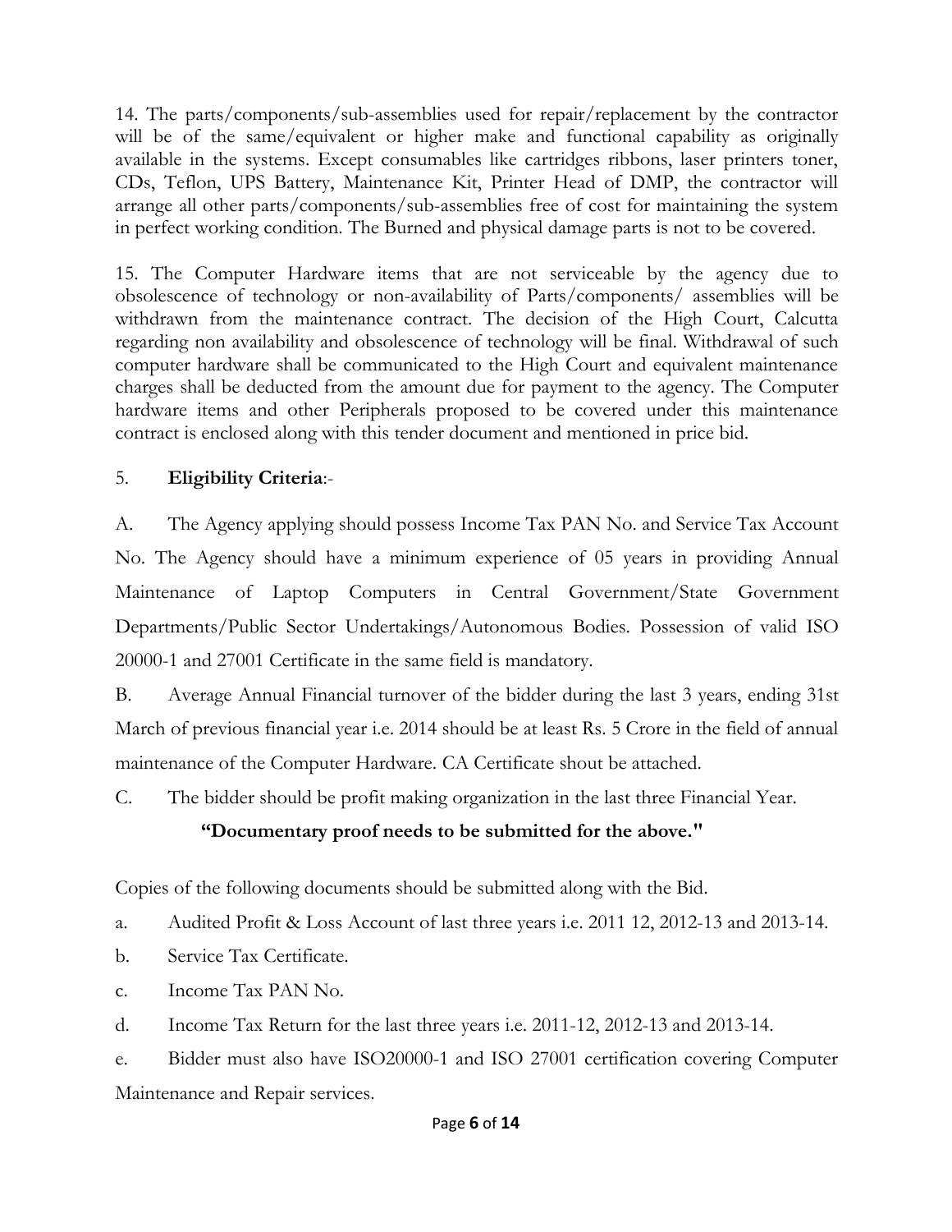14. The parts/components/sub-assemblies used for repair/replacement by the contractor will be of the same/equivalent or higher make and functional capability as originally available in the systems. Except consumables like cartridges ribbons, laser printers toner, CDs, Teflon, UPS Battery, Maintenance Kit, Printer Head of DMP, the contractor will arrange all other parts/components/sub-assemblies free of cost for maintaining the system in perfect working condition. The Burned and physical damage parts is not to be covered.

15. The Computer Hardware items that are not serviceable by the agency due to obsolescence of technology or non-availability of Parts/components/ assemblies will be withdrawn from the maintenance contract. The decision of the High Court, Calcutta regarding non availability and obsolescence of technology will be final. Withdrawal of such computer hardware shall be communicated to the High Court and equivalent maintenance charges shall be deducted from the amount due for payment to the agency. The Computer hardware items and other Peripherals proposed to be covered under this maintenance contract is enclosed along with this tender document and mentioned in price bid.

5. **Eligibility Criteria**:-

A. The Agency applying should possess Income Tax PAN No. and Service Tax Account No. The Agency should have a minimum experience of 05 years in providing Annual Maintenance of Laptop Computers in Central Government/State Government Departments/Public Sector Undertakings/Autonomous Bodies. Possession of valid ISO 20000-1 and 27001 Certificate in the same field is mandatory.

B. Average Annual Financial turnover of the bidder during the last 3 years, ending 31st March of previous financial year i.e. 2014 should be at least Rs. 5 Crore in the field of annual maintenance of the Computer Hardware. CA Certificate shout be attached.

C. The bidder should be profit making organization in the last three Financial Year.

**"Documentary proof needs to be submitted for the above."**

Copies of the following documents should be submitted along with the Bid.

a. Audited Profit & Loss Account of last three years i.e. 2011 12, 2012-13 and 2013-14.

b. Service Tax Certificate.

c. Income Tax PAN No.

d. Income Tax Return for the last three years i.e. 2011-12, 2012-13 and 2013-14.

e. Bidder must also have ISO20000-1 and ISO 27001 certification covering Computer Maintenance and Repair services.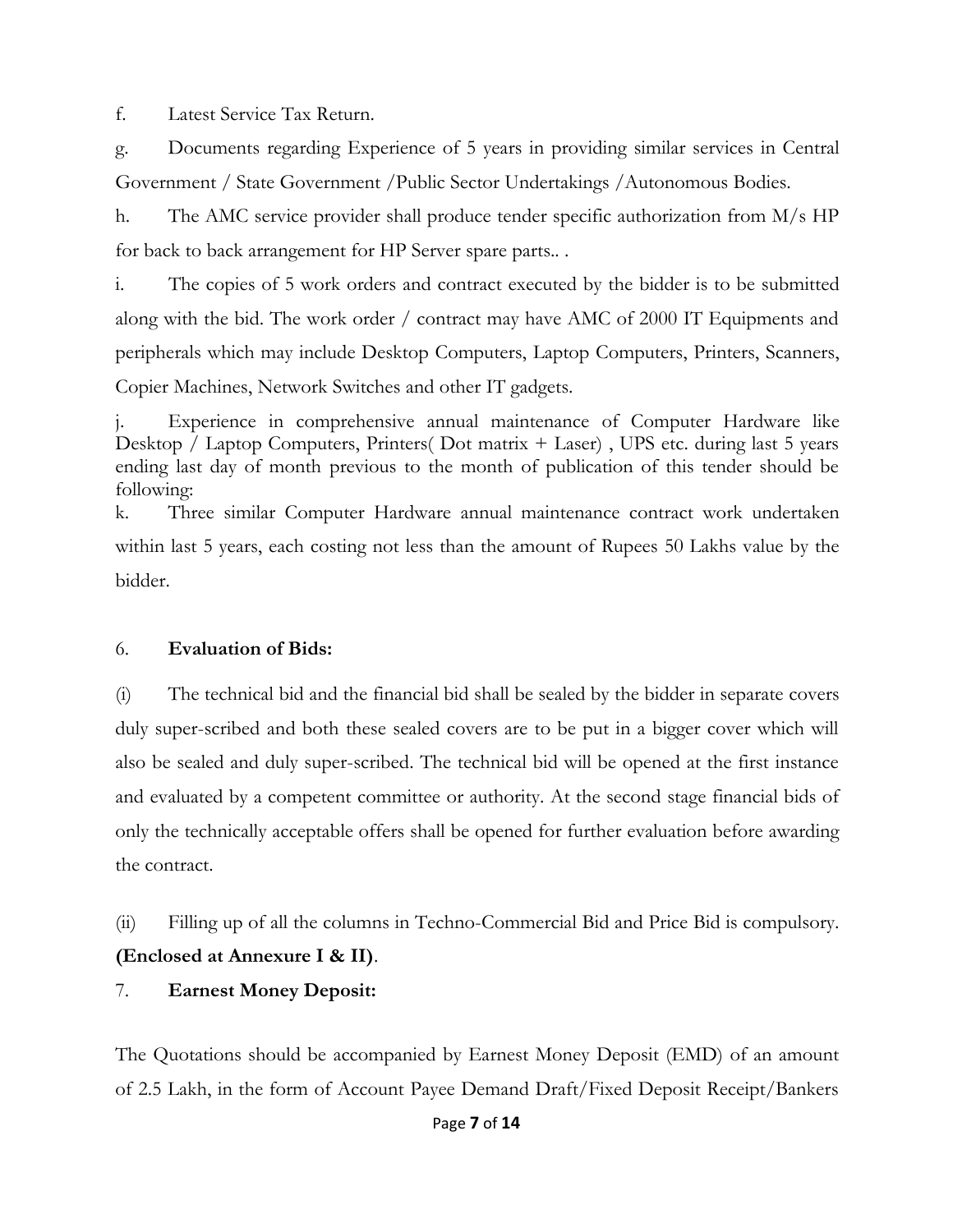f. Latest Service Tax Return.

g. Documents regarding Experience of 5 years in providing similar services in Central Government / State Government /Public Sector Undertakings /Autonomous Bodies.

h. The AMC service provider shall produce tender specific authorization from M/s HP for back to back arrangement for HP Server spare parts.. .

i. The copies of 5 work orders and contract executed by the bidder is to be submitted along with the bid. The work order / contract may have AMC of 2000 IT Equipments and peripherals which may include Desktop Computers, Laptop Computers, Printers, Scanners, Copier Machines, Network Switches and other IT gadgets.

j. Experience in comprehensive annual maintenance of Computer Hardware like Desktop / Laptop Computers, Printers( Dot matrix + Laser) , UPS etc. during last 5 years ending last day of month previous to the month of publication of this tender should be following:

k. Three similar Computer Hardware annual maintenance contract work undertaken within last 5 years, each costing not less than the amount of Rupees 50 Lakhs value by the bidder.

6. **Evaluation of Bids:**

(i) The technical bid and the financial bid shall be sealed by the bidder in separate covers duly super-scribed and both these sealed covers are to be put in a bigger cover which will also be sealed and duly super-scribed. The technical bid will be opened at the first instance and evaluated by a competent committee or authority. At the second stage financial bids of only the technically acceptable offers shall be opened for further evaluation before awarding the contract.

(ii) Filling up of all the columns in Techno-Commercial Bid and Price Bid is compulsory. **(Enclosed at Annexure I & II)**.

7. **Earnest Money Deposit:**

The Quotations should be accompanied by Earnest Money Deposit (EMD) of an amount of 2.5 Lakh, in the form of Account Payee Demand Draft/Fixed Deposit Receipt/Bankers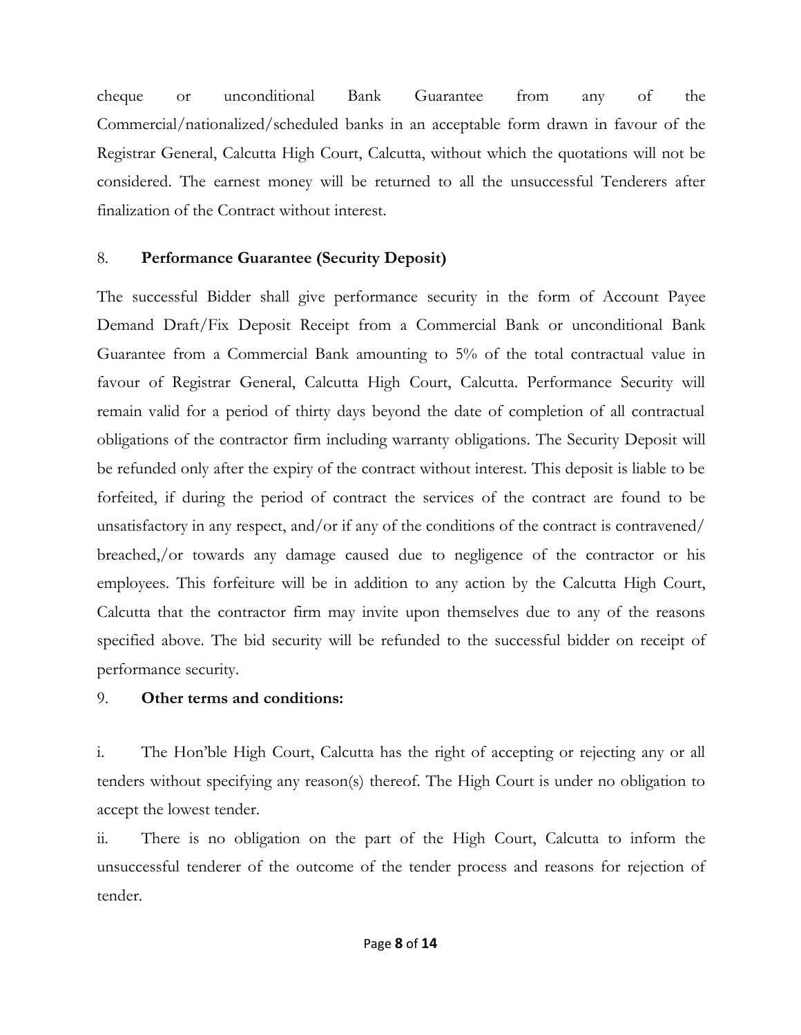cheque or unconditional Bank Guarantee from any of the Commercial/nationalized/scheduled banks in an acceptable form drawn in favour of the Registrar General, Calcutta High Court, Calcutta, without which the quotations will not be considered. The earnest money will be returned to all the unsuccessful Tenderers after finalization of the Contract without interest.

8. **Performance Guarantee (Security Deposit)**

The successful Bidder shall give performance security in the form of Account Payee Demand Draft/Fix Deposit Receipt from a Commercial Bank or unconditional Bank Guarantee from a Commercial Bank amounting to 5% of the total contractual value in favour of Registrar General, Calcutta High Court, Calcutta. Performance Security will remain valid for a period of thirty days beyond the date of completion of all contractual obligations of the contractor firm including warranty obligations. The Security Deposit will be refunded only after the expiry of the contract without interest. This deposit is liable to be forfeited, if during the period of contract the services of the contract are found to be unsatisfactory in any respect, and/or if any of the conditions of the contract is contravened/ breached,/or towards any damage caused due to negligence of the contractor or his employees. This forfeiture will be in addition to any action by the Calcutta High Court, Calcutta that the contractor firm may invite upon themselves due to any of the reasons specified above. The bid security will be refunded to the successful bidder on receipt of performance security.

9. **Other terms and conditions:**

i. The Hon'ble High Court, Calcutta has the right of accepting or rejecting any or all tenders without specifying any reason(s) thereof. The High Court is under no obligation to accept the lowest tender.

ii. There is no obligation on the part of the High Court, Calcutta to inform the unsuccessful tenderer of the outcome of the tender process and reasons for rejection of tender.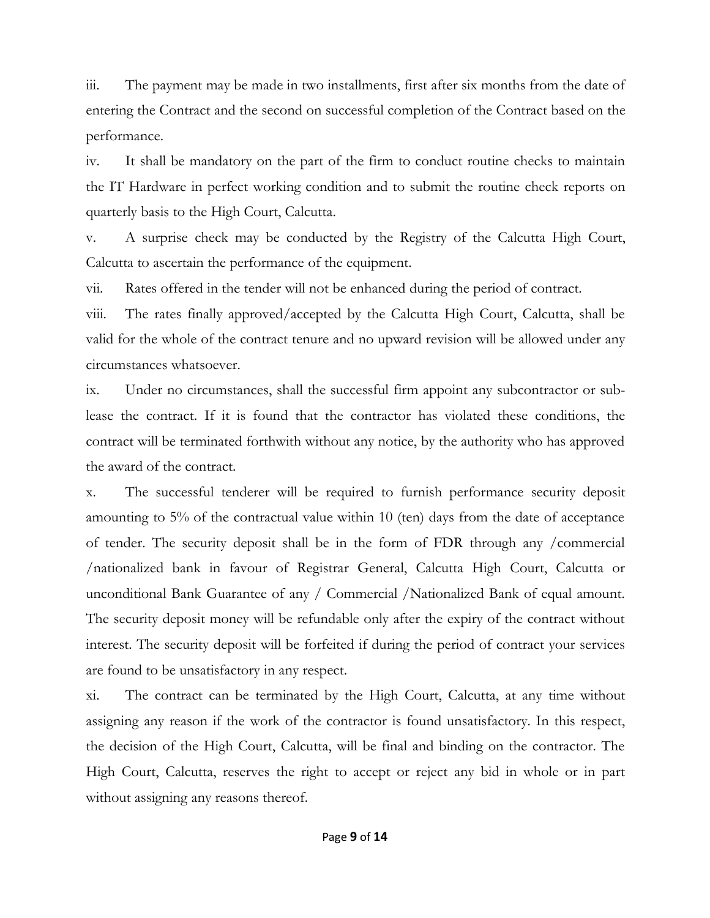iii. The payment may be made in two installments, first after six months from the date of entering the Contract and the second on successful completion of the Contract based on the performance.

iv. It shall be mandatory on the part of the firm to conduct routine checks to maintain the IT Hardware in perfect working condition and to submit the routine check reports on quarterly basis to the High Court, Calcutta.

v. A surprise check may be conducted by the Registry of the Calcutta High Court, Calcutta to ascertain the performance of the equipment.

vii. Rates offered in the tender will not be enhanced during the period of contract.

viii. The rates finally approved/accepted by the Calcutta High Court, Calcutta, shall be valid for the whole of the contract tenure and no upward revision will be allowed under any circumstances whatsoever.

ix. Under no circumstances, shall the successful firm appoint any subcontractor or sub-lease the contract. If it is found that the contractor has violated these conditions, the contract will be terminated forthwith without any notice, by the authority who has approved the award of the contract.

x. The successful tenderer will be required to furnish performance security deposit amounting to 5% of the contractual value within 10 (ten) days from the date of acceptance of tender. The security deposit shall be in the form of FDR through any /commercial /nationalized bank in favour of Registrar General, Calcutta High Court, Calcutta or unconditional Bank Guarantee of any / Commercial /Nationalized Bank of equal amount. The security deposit money will be refundable only after the expiry of the contract without interest. The security deposit will be forfeited if during the period of contract your services are found to be unsatisfactory in any respect.

xi. The contract can be terminated by the High Court, Calcutta, at any time without assigning any reason if the work of the contractor is found unsatisfactory. In this respect, the decision of the High Court, Calcutta, will be final and binding on the contractor. The High Court, Calcutta, reserves the right to accept or reject any bid in whole or in part without assigning any reasons thereof.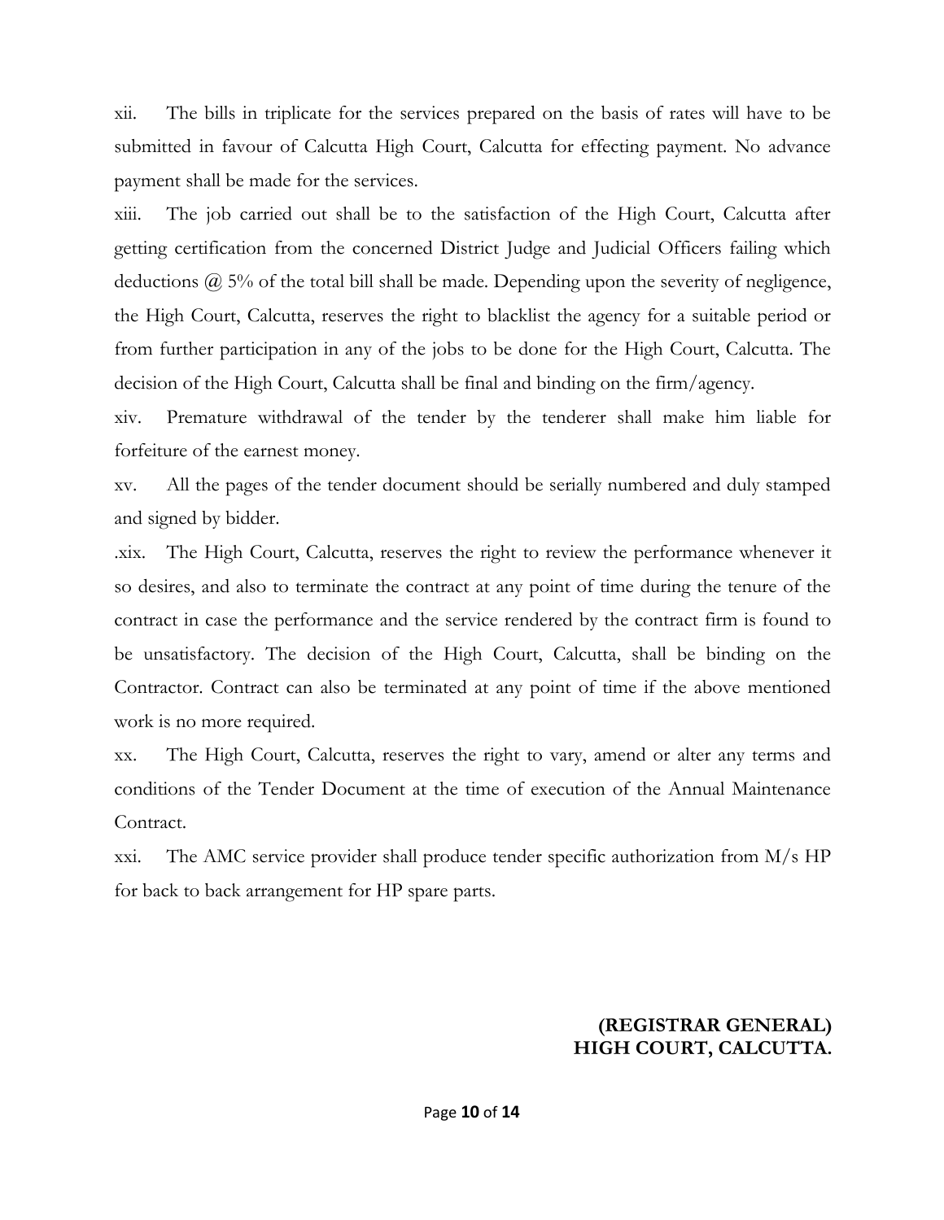xii. The bills in triplicate for the services prepared on the basis of rates will have to be submitted in favour of Calcutta High Court, Calcutta for effecting payment. No advance payment shall be made for the services.

xiii. The job carried out shall be to the satisfaction of the High Court, Calcutta after getting certification from the concerned District Judge and Judicial Officers failing which deductions @ 5% of the total bill shall be made. Depending upon the severity of negligence, the High Court, Calcutta, reserves the right to blacklist the agency for a suitable period or from further participation in any of the jobs to be done for the High Court, Calcutta. The decision of the High Court, Calcutta shall be final and binding on the firm/agency.

xiv. Premature withdrawal of the tender by the tenderer shall make him liable for forfeiture of the earnest money.

xv. All the pages of the tender document should be serially numbered and duly stamped and signed by bidder.

.xix. The High Court, Calcutta, reserves the right to review the performance whenever it so desires, and also to terminate the contract at any point of time during the tenure of the contract in case the performance and the service rendered by the contract firm is found to be unsatisfactory. The decision of the High Court, Calcutta, shall be binding on the Contractor. Contract can also be terminated at any point of time if the above mentioned work is no more required.

xx. The High Court, Calcutta, reserves the right to vary, amend or alter any terms and conditions of the Tender Document at the time of execution of the Annual Maintenance Contract.

xxi. The AMC service provider shall produce tender specific authorization from M/s HP for back to back arrangement for HP spare parts.

**(REGISTRAR GENERAL)**
**HIGH COURT, CALCUTTA.**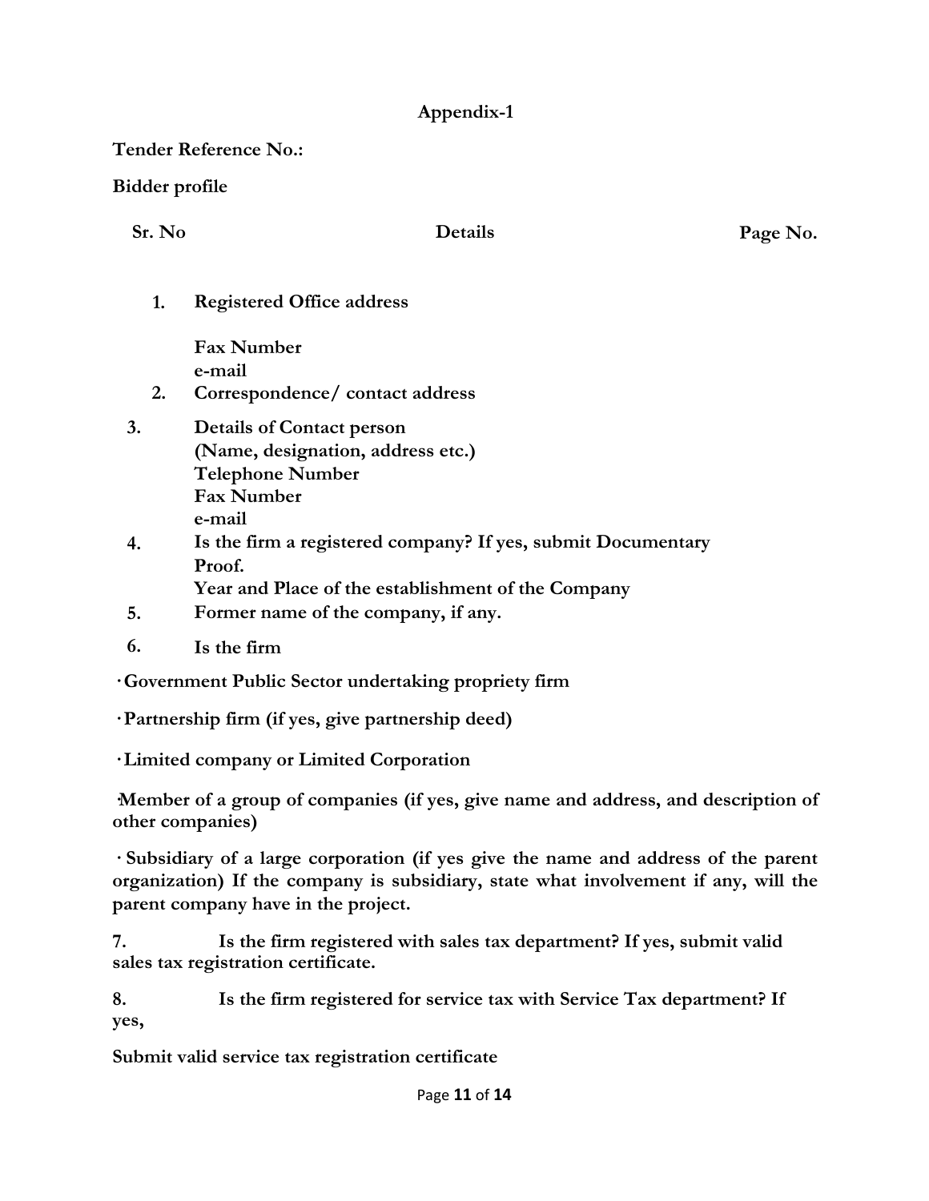**Appendix-1**

**Tender Reference No.:**

**Bidder profile**

| Sr. No | Details | Page No. |
|---|---|---|
| 1. | **Registered Office address**<br><br>**Fax Number**<br>**e-mail** | |
| 2. | **Correspondence/ contact address** | |
| 3. | **Details of Contact person**<br>**(Name, designation, address etc.)**<br>**Telephone Number**<br>**Fax Number**<br>**e-mail** | |
| 4. | **Is the firm a registered company? If yes, submit Documentary Proof.**<br>**Year and Place of the establishment of the Company** | |
| 5. | **Former name of the company, if any.** | |
| 6. | **Is the firm** | |

- **Government Public Sector undertaking propriety firm**
- **Partnership firm (if yes, give partnership deed)**
- **Limited company or Limited Corporation**
- **Member of a group of companies (if yes, give name and address, and description of other companies)**
- **Subsidiary of a large corporation (if yes give the name and address of the parent organization) If the company is subsidiary, state what involvement if any, will the parent company have in the project.**

**7. Is the firm registered with sales tax department? If yes, submit valid sales tax registration certificate.**

**8. Is the firm registered for service tax with Service Tax department? If yes,**

**Submit valid service tax registration certificate**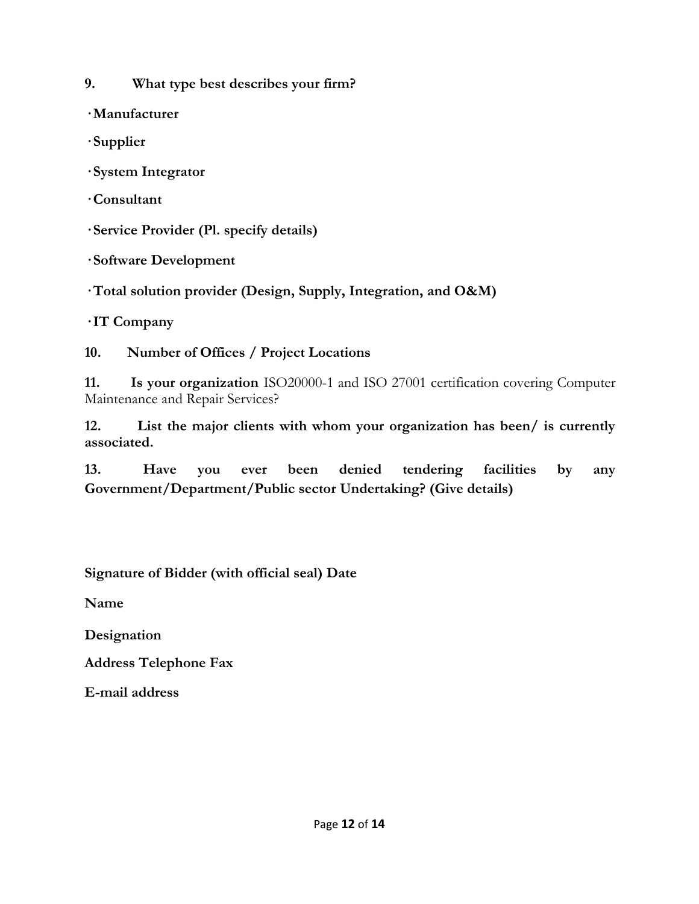**9. What type best describes your firm?**

- **Manufacturer**
- **Supplier**
- **System Integrator**
- **Consultant**
- **Service Provider (Pl. specify details)**
- **Software Development**
- **Total solution provider (Design, Supply, Integration, and O&M)**
- **IT Company**

**10. Number of Offices / Project Locations**

**11. Is your organization** ISO20000-1 and ISO 27001 certification covering Computer Maintenance and Repair Services?

**12. List the major clients with whom your organization has been/ is currently associated.**

**13. Have you ever been denied tendering facilities by any Government/Department/Public sector Undertaking? (Give details)**

**Signature of Bidder (with official seal) Date**

**Name**

**Designation**

**Address Telephone Fax**

**E-mail address**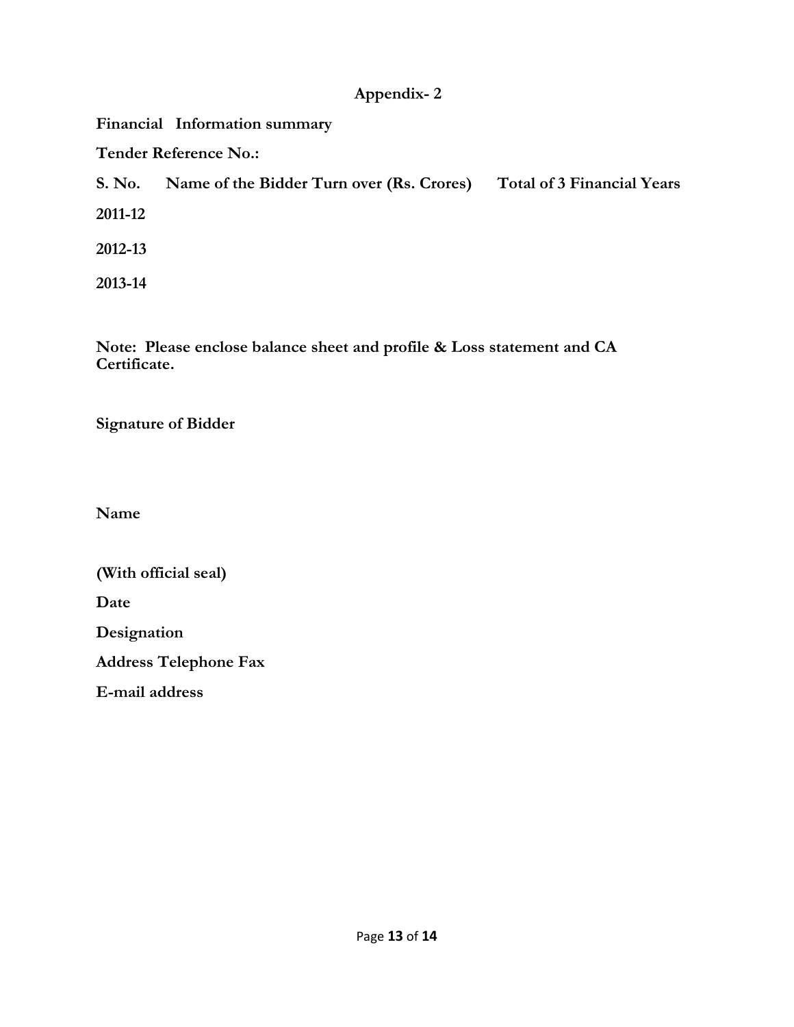## Appendix- 2

**Financial Information summary**

**Tender Reference No.:**

**S. No. Name of the Bidder Turn over (Rs. Crores) Total of 3 Financial Years**

**2011-12**

**2012-13**

**2013-14**

**Note: Please enclose balance sheet and profile & Loss statement and CA Certificate.**

**Signature of Bidder**

**Name**

**(With official seal)**

**Date**

**Designation**

**Address Telephone Fax**

**E-mail address**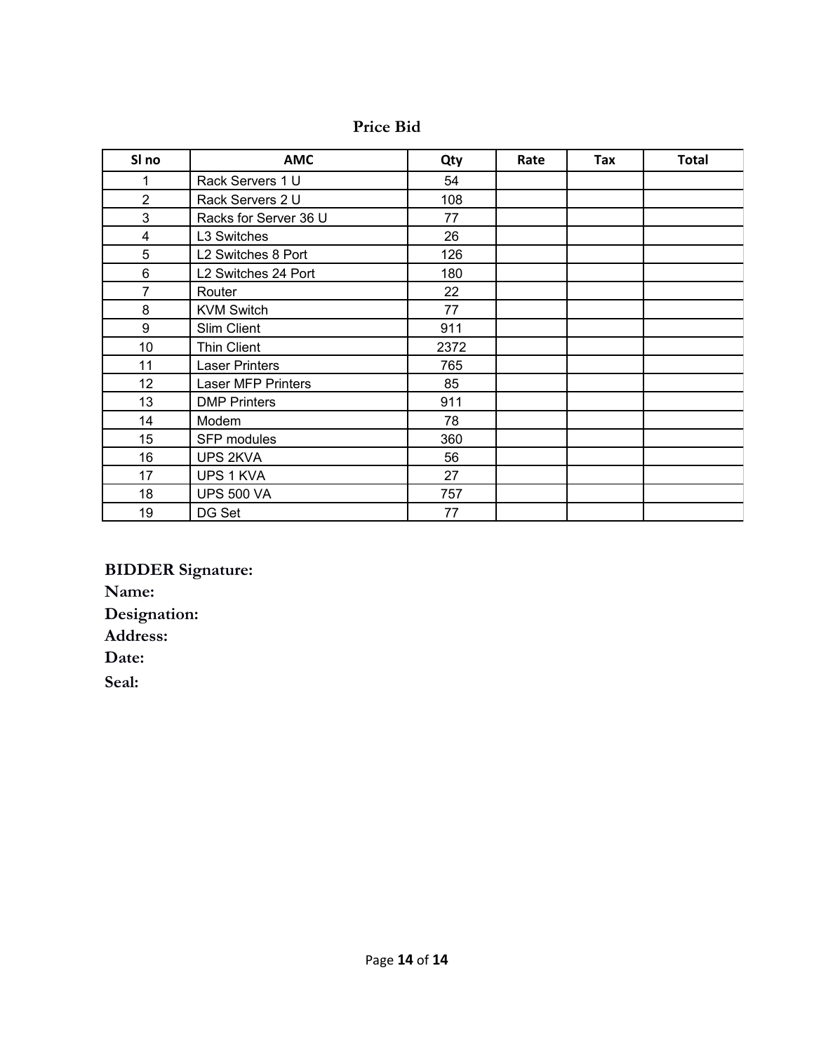# Price Bid

| Sl no | AMC | Qty | Rate | Tax | Total |
|---|---|---|---|---|---|
| 1 | Rack Servers 1 U | 54 | | | |
| 2 | Rack Servers 2 U | 108 | | | |
| 3 | Racks for Server 36 U | 77 | | | |
| 4 | L3 Switches | 26 | | | |
| 5 | L2 Switches 8 Port | 126 | | | |
| 6 | L2 Switches 24 Port | 180 | | | |
| 7 | Router | 22 | | | |
| 8 | KVM Switch | 77 | | | |
| 9 | Slim Client | 911 | | | |
| 10 | Thin Client | 2372 | | | |
| 11 | Laser Printers | 765 | | | |
| 12 | Laser MFP Printers | 85 | | | |
| 13 | DMP Printers | 911 | | | |
| 14 | Modem | 78 | | | |
| 15 | SFP modules | 360 | | | |
| 16 | UPS 2KVA | 56 | | | |
| 17 | UPS 1 KVA | 27 | | | |
| 18 | UPS 500 VA | 757 | | | |
| 19 | DG Set | 77 | | | |

**BIDDER Signature:**
**Name:**
**Designation:**
**Address:**
**Date:**
**Seal:**